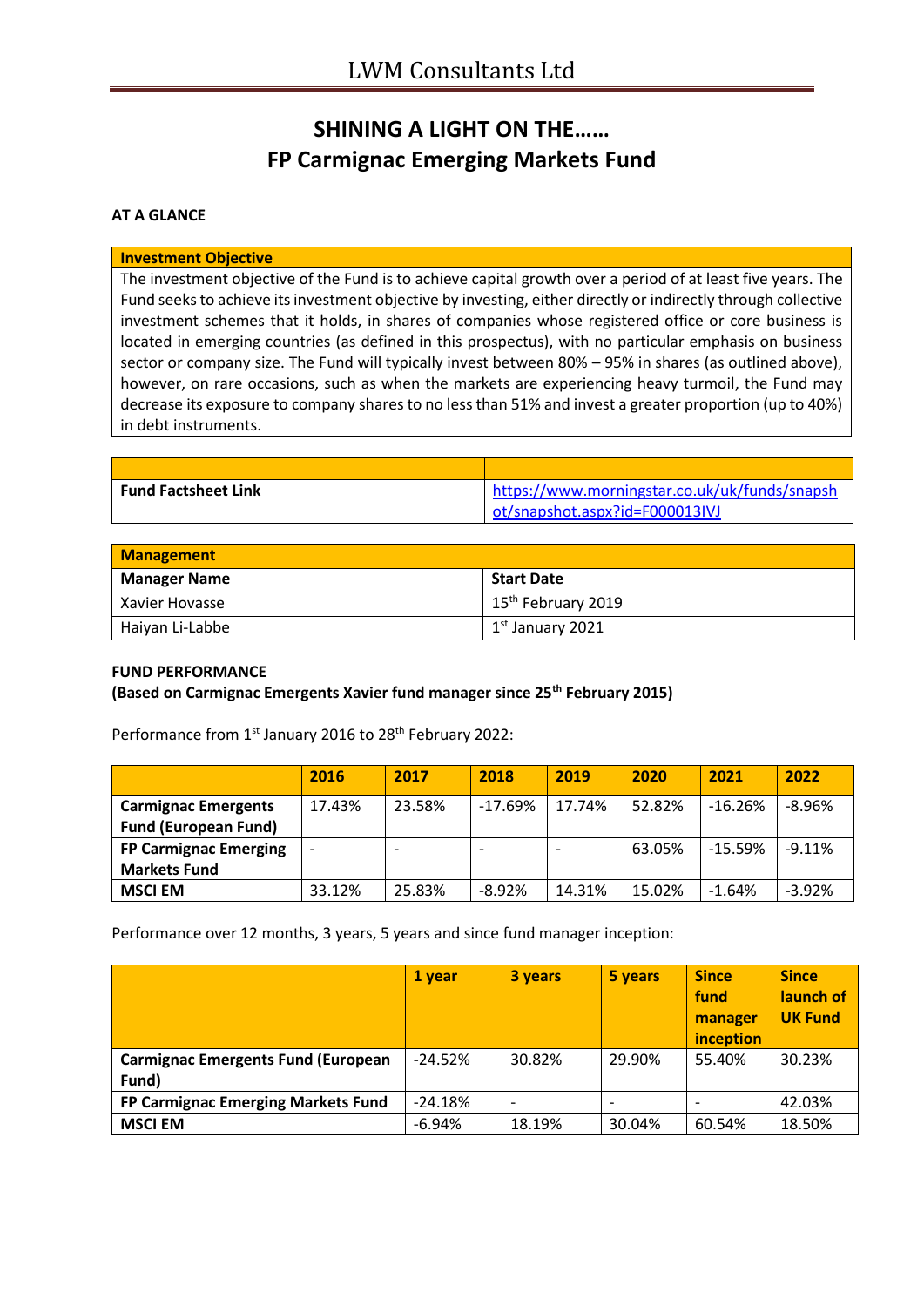# SHINING A LIGHT ON THE……
# FP Carmignac Emerging Markets Fund

**AT A GLANCE**

| Investment Objective |
|---|
| The investment objective of the Fund is to achieve capital growth over a period of at least five years. The Fund seeks to achieve its investment objective by investing, either directly or indirectly through collective investment schemes that it holds, in shares of companies whose registered office or core business is located in emerging countries (as defined in this prospectus), with no particular emphasis on business sector or company size. The Fund will typically invest between 80% – 95% in shares (as outlined above), however, on rare occasions, such as when the markets are experiencing heavy turmoil, the Fund may decrease its exposure to company shares to no less than 51% and invest a greater proportion (up to 40%) in debt instruments. |

| | |
|---|---|
| **Fund Factsheet Link** | https://www.morningstar.co.uk/uk/funds/snapshot/snapshot.aspx?id=F000013IVJ |

| Management | |
|---|---|
| **Manager Name** | **Start Date** |
| Xavier Hovasse | 15th February 2019 |
| Haiyan Li-Labbe | 1st January 2021 |

**FUND PERFORMANCE**
**(Based on Carmignac Emergents Xavier fund manager since 25th February 2015)**

Performance from 1st January 2016 to 28th February 2022:

| | 2016 | 2017 | 2018 | 2019 | 2020 | 2021 | 2022 |
|---|---|---|---|---|---|---|---|
| **Carmignac Emergents Fund (European Fund)** | 17.43% | 23.58% | -17.69% | 17.74% | 52.82% | -16.26% | -8.96% |
| **FP Carmignac Emerging Markets Fund** | - | - | - | - | 63.05% | -15.59% | -9.11% |
| **MSCI EM** | 33.12% | 25.83% | -8.92% | 14.31% | 15.02% | -1.64% | -3.92% |

Performance over 12 months, 3 years, 5 years and since fund manager inception:

| | 1 year | 3 years | 5 years | Since fund manager inception | Since launch of UK Fund |
|---|---|---|---|---|---|
| **Carmignac Emergents Fund (European Fund)** | -24.52% | 30.82% | 29.90% | 55.40% | 30.23% |
| **FP Carmignac Emerging Markets Fund** | -24.18% | - | - | - | 42.03% |
| **MSCI EM** | -6.94% | 18.19% | 30.04% | 60.54% | 18.50% |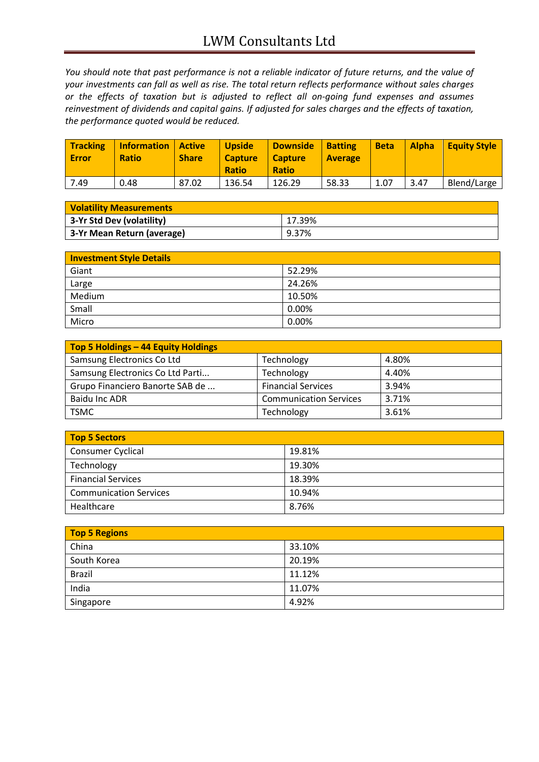*You should note that past performance is not a reliable indicator of future returns, and the value of your investments can fall as well as rise. The total return reflects performance without sales charges or the effects of taxation but is adjusted to reflect all on-going fund expenses and assumes reinvestment of dividends and capital gains. If adjusted for sales charges and the effects of taxation, the performance quoted would be reduced.*

| Tracking Error | Information Ratio | Active Share | Upside Capture Ratio | Downside Capture Ratio | Batting Average | Beta | Alpha | Equity Style |
|---|---|---|---|---|---|---|---|---|
| 7.49 | 0.48 | 87.02 | 136.54 | 126.29 | 58.33 | 1.07 | 3.47 | Blend/Large |

| Volatility Measurements | |
|---|---|
| **3-Yr Std Dev (volatility)** | 17.39% |
| **3-Yr Mean Return (average)** | 9.37% |

| Investment Style Details | |
|---|---|
| Giant | 52.29% |
| Large | 24.26% |
| Medium | 10.50% |
| Small | 0.00% |
| Micro | 0.00% |

| Top 5 Holdings – 44 Equity Holdings | | |
|---|---|---|
| Samsung Electronics Co Ltd | Technology | 4.80% |
| Samsung Electronics Co Ltd Parti... | Technology | 4.40% |
| Grupo Financiero Banorte SAB de ... | Financial Services | 3.94% |
| Baidu Inc ADR | Communication Services | 3.71% |
| TSMC | Technology | 3.61% |

| Top 5 Sectors | |
|---|---|
| Consumer Cyclical | 19.81% |
| Technology | 19.30% |
| Financial Services | 18.39% |
| Communication Services | 10.94% |
| Healthcare | 8.76% |

| Top 5 Regions | |
|---|---|
| China | 33.10% |
| South Korea | 20.19% |
| Brazil | 11.12% |
| India | 11.07% |
| Singapore | 4.92% |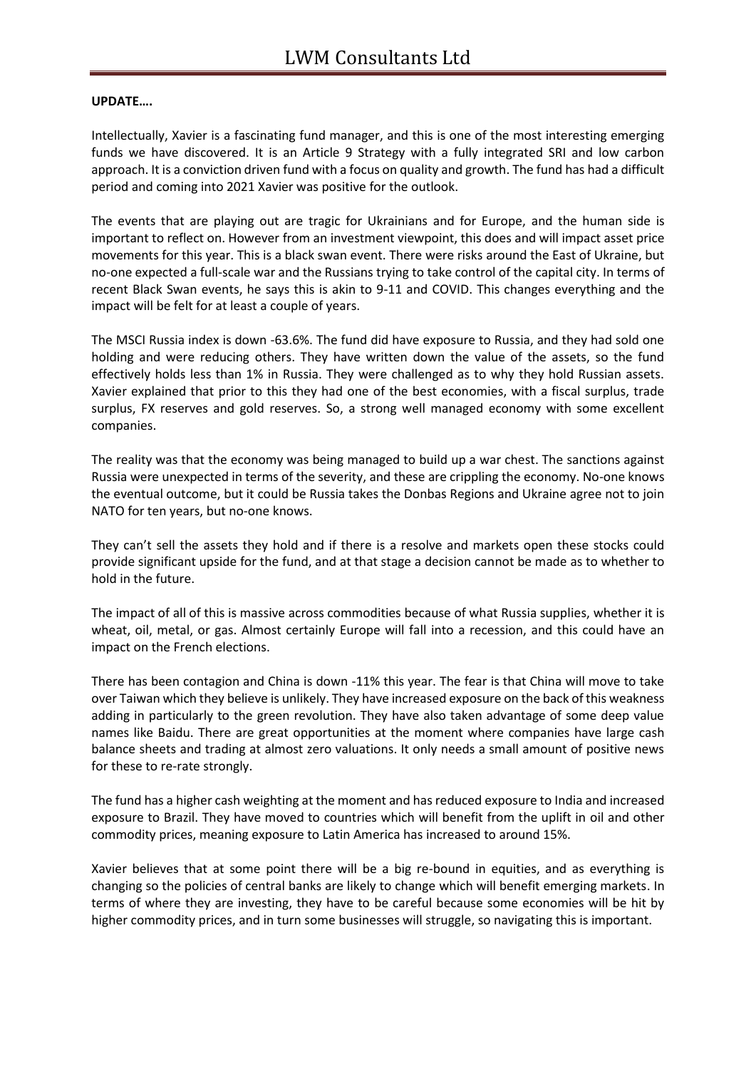**UPDATE….**

Intellectually, Xavier is a fascinating fund manager, and this is one of the most interesting emerging funds we have discovered. It is an Article 9 Strategy with a fully integrated SRI and low carbon approach. It is a conviction driven fund with a focus on quality and growth. The fund has had a difficult period and coming into 2021 Xavier was positive for the outlook.

The events that are playing out are tragic for Ukrainians and for Europe, and the human side is important to reflect on. However from an investment viewpoint, this does and will impact asset price movements for this year. This is a black swan event. There were risks around the East of Ukraine, but no-one expected a full-scale war and the Russians trying to take control of the capital city. In terms of recent Black Swan events, he says this is akin to 9-11 and COVID. This changes everything and the impact will be felt for at least a couple of years.

The MSCI Russia index is down -63.6%. The fund did have exposure to Russia, and they had sold one holding and were reducing others. They have written down the value of the assets, so the fund effectively holds less than 1% in Russia. They were challenged as to why they hold Russian assets. Xavier explained that prior to this they had one of the best economies, with a fiscal surplus, trade surplus, FX reserves and gold reserves. So, a strong well managed economy with some excellent companies.

The reality was that the economy was being managed to build up a war chest. The sanctions against Russia were unexpected in terms of the severity, and these are crippling the economy. No-one knows the eventual outcome, but it could be Russia takes the Donbas Regions and Ukraine agree not to join NATO for ten years, but no-one knows.

They can't sell the assets they hold and if there is a resolve and markets open these stocks could provide significant upside for the fund, and at that stage a decision cannot be made as to whether to hold in the future.

The impact of all of this is massive across commodities because of what Russia supplies, whether it is wheat, oil, metal, or gas. Almost certainly Europe will fall into a recession, and this could have an impact on the French elections.

There has been contagion and China is down -11% this year. The fear is that China will move to take over Taiwan which they believe is unlikely. They have increased exposure on the back of this weakness adding in particularly to the green revolution. They have also taken advantage of some deep value names like Baidu. There are great opportunities at the moment where companies have large cash balance sheets and trading at almost zero valuations. It only needs a small amount of positive news for these to re-rate strongly.

The fund has a higher cash weighting at the moment and has reduced exposure to India and increased exposure to Brazil. They have moved to countries which will benefit from the uplift in oil and other commodity prices, meaning exposure to Latin America has increased to around 15%.

Xavier believes that at some point there will be a big re-bound in equities, and as everything is changing so the policies of central banks are likely to change which will benefit emerging markets. In terms of where they are investing, they have to be careful because some economies will be hit by higher commodity prices, and in turn some businesses will struggle, so navigating this is important.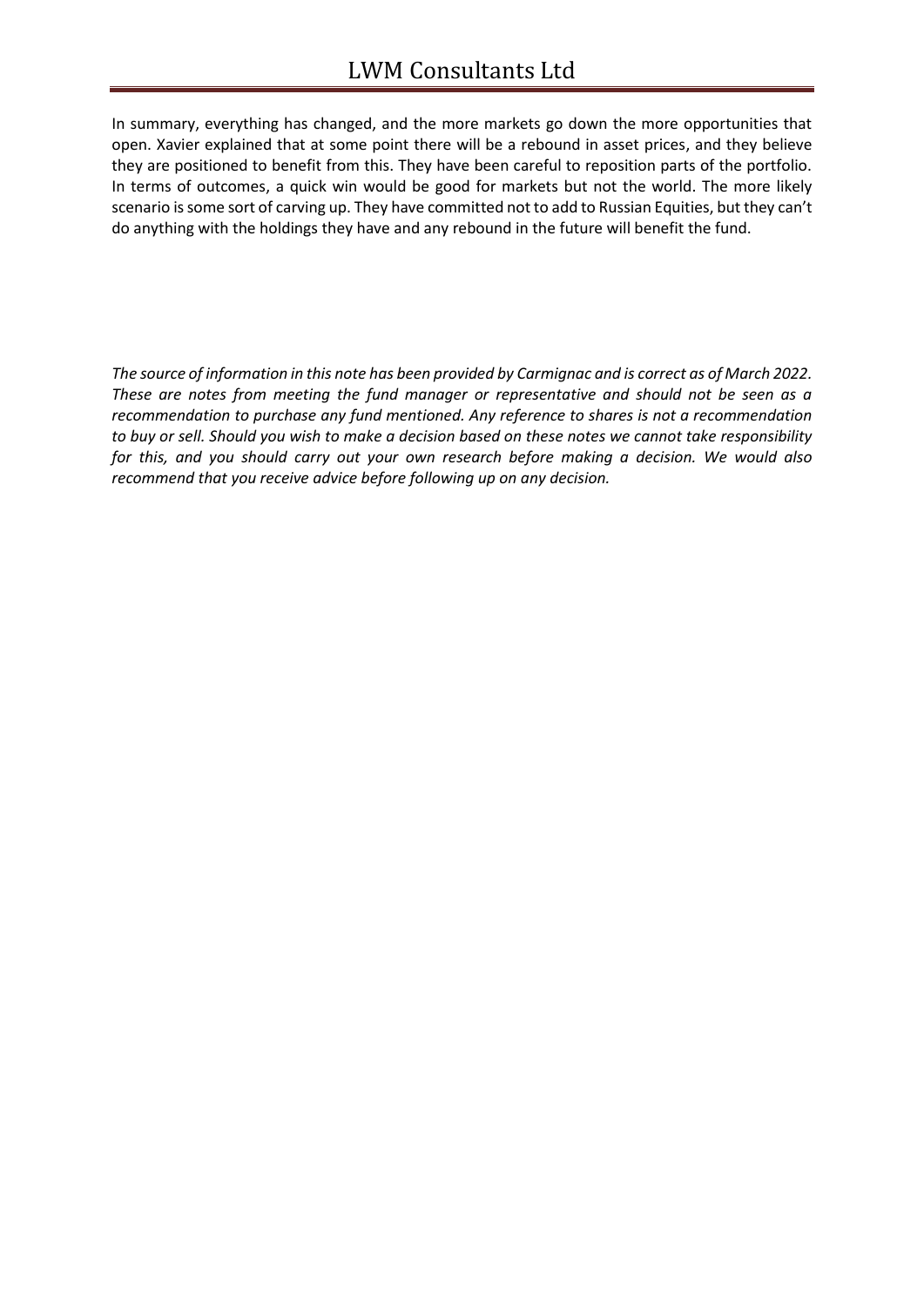In summary, everything has changed, and the more markets go down the more opportunities that open. Xavier explained that at some point there will be a rebound in asset prices, and they believe they are positioned to benefit from this. They have been careful to reposition parts of the portfolio. In terms of outcomes, a quick win would be good for markets but not the world. The more likely scenario is some sort of carving up. They have committed not to add to Russian Equities, but they can't do anything with the holdings they have and any rebound in the future will benefit the fund.

*The source of information in this note has been provided by Carmignac and is correct as of March 2022. These are notes from meeting the fund manager or representative and should not be seen as a recommendation to purchase any fund mentioned. Any reference to shares is not a recommendation to buy or sell. Should you wish to make a decision based on these notes we cannot take responsibility for this, and you should carry out your own research before making a decision. We would also recommend that you receive advice before following up on any decision.*